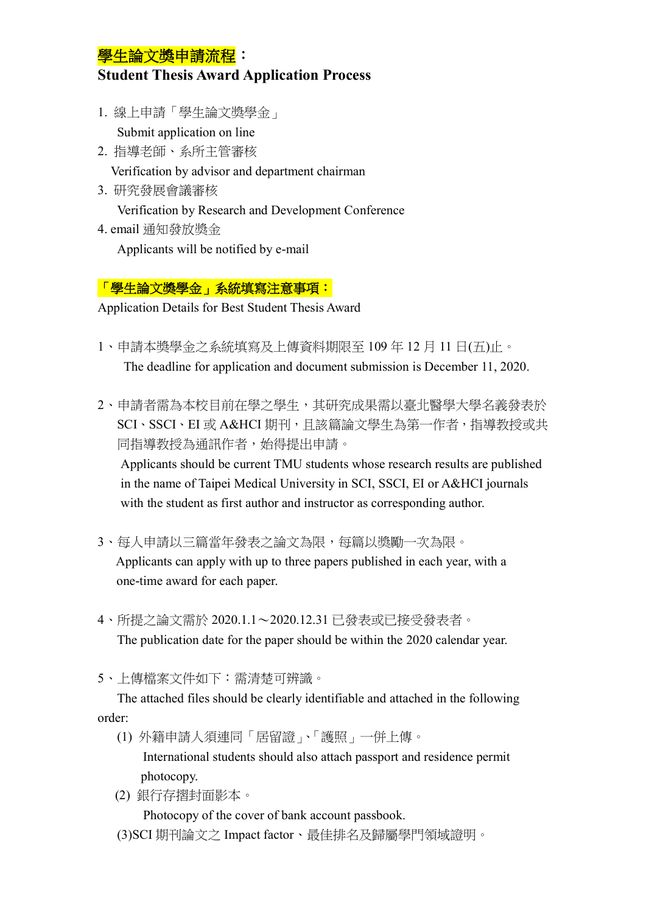## 學生論文獎申請流程：

## Student Thesis Award Application Process

1. 線上申請「學生論文獎學金」
   Submit application on line
2. 指導老師、系所主管審核
   Verification by advisor and department chairman
3. 研究發展會議審核
   Verification by Research and Development Conference
4. email 通知發放獎金
   Applicants will be notified by e-mail

## 「學生論文獎學金」系統填寫注意事項：

Application Details for Best Student Thesis Award

1、申請本獎學金之系統填寫及上傳資料期限至 109 年 12 月 11 日(五)止。
   The deadline for application and document submission is December 11, 2020.

2、申請者需為本校目前在學之學生，其研究成果需以臺北醫學大學名義發表於 SCI、SSCI、EI 或 A&HCI 期刊，且該篇論文學生為第一作者，指導教授或共同指導教授為通訊作者，始得提出申請。
   Applicants should be current TMU students whose research results are published in the name of Taipei Medical University in SCI, SSCI, EI or A&HCI journals with the student as first author and instructor as corresponding author.

3、每人申請以三篇當年發表之論文為限，每篇以獎勵一次為限。
   Applicants can apply with up to three papers published in each year, with a one-time award for each paper.

4、所提之論文需於 2020.1.1～2020.12.31 已發表或已接受發表者。
   The publication date for the paper should be within the 2020 calendar year.

5、上傳檔案文件如下：需清楚可辨識。
   The attached files should be clearly identifiable and attached in the following order:
   (1) 外籍申請人須連同「居留證」、「護照」一併上傳。
       International students should also attach passport and residence permit photocopy.
   (2) 銀行存摺封面影本。
       Photocopy of the cover of bank account passbook.
   (3)SCI 期刊論文之 Impact factor、最佳排名及歸屬學門領域證明。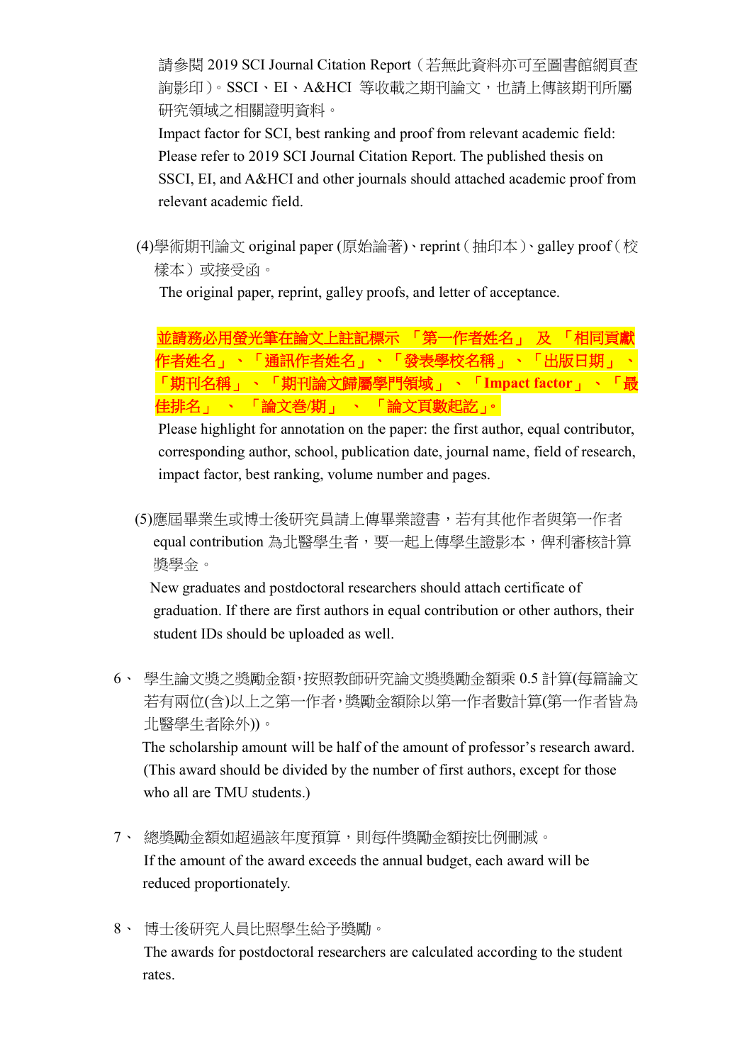請參閱 2019 SCI Journal Citation Report（若無此資料亦可至圖書館網頁查詢影印）。SSCI、EI、A&HCI 等收載之期刊論文，也請上傳該期刊所屬研究領域之相關證明資料。

Impact factor for SCI, best ranking and proof from relevant academic field: Please refer to 2019 SCI Journal Citation Report. The published thesis on SSCI, EI, and A&HCI and other journals should attached academic proof from relevant academic field.

(4)學術期刊論文 original paper (原始論著)、reprint（抽印本）、galley proof（校樣本）或接受函。

The original paper, reprint, galley proofs, and letter of acceptance.

**並請務必用螢光筆在論文上註記標示「第一作者姓名」及「相同貢獻作者姓名」、「通訊作者姓名」、「發表學校名稱」、「出版日期」、「期刊名稱」、「期刊論文歸屬學門領域」、「Impact factor」、「最佳排名」、「論文卷/期」、「論文頁數起訖」。**

Please highlight for annotation on the paper: the first author, equal contributor, corresponding author, school, publication date, journal name, field of research, impact factor, best ranking, volume number and pages.

(5)應屆畢業生或博士後研究員請上傳畢業證書，若有其他作者與第一作者 equal contribution 為北醫學生者，要一起上傳學生證影本，俾利審核計算獎學金。

New graduates and postdoctoral researchers should attach certificate of graduation. If there are first authors in equal contribution or other authors, their student IDs should be uploaded as well.

6、學生論文獎之獎勵金額，按照教師研究論文獎獎勵金額乘 0.5 計算(每篇論文若有兩位(含)以上之第一作者，獎勵金額除以第一作者數計算(第一作者皆為北醫學生者除外))。

The scholarship amount will be half of the amount of professor's research award. (This award should be divided by the number of first authors, except for those who all are TMU students.)

7、總獎勵金額如超過該年度預算，則每件獎勵金額按比例刪減。

If the amount of the award exceeds the annual budget, each award will be reduced proportionately.

8、博士後研究人員比照學生給予獎勵。

The awards for postdoctoral researchers are calculated according to the student rates.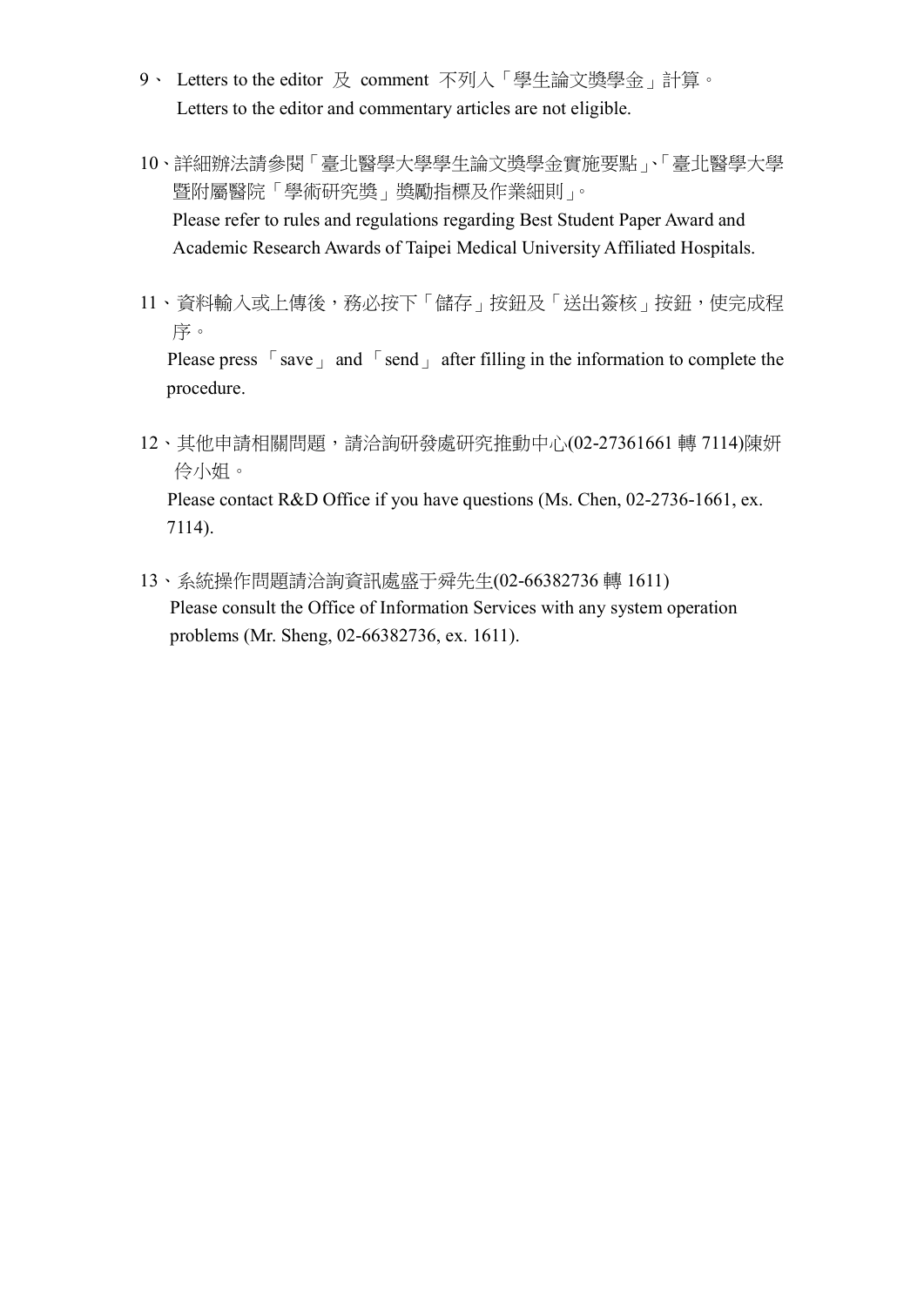9、 Letters to the editor 及 comment 不列入「學生論文獎學金」計算。
Letters to the editor and commentary articles are not eligible.

10、詳細辦法請參閱「臺北醫學大學學生論文獎學金實施要點」、「臺北醫學大學暨附屬醫院「學術研究獎」獎勵指標及作業細則」。
Please refer to rules and regulations regarding Best Student Paper Award and Academic Research Awards of Taipei Medical University Affiliated Hospitals.

11、資料輸入或上傳後，務必按下「儲存」按鈕及「送出簽核」按鈕，使完成程序。
Please press 「save」 and 「send」 after filling in the information to complete the procedure.

12、其他申請相關問題，請洽詢研發處研究推動中心(02-27361661 轉 7114)陳妍伶小姐。
Please contact R&D Office if you have questions (Ms. Chen, 02-2736-1661, ex. 7114).

13、系統操作問題請洽詢資訊處盛于舜先生(02-66382736 轉 1611)
Please consult the Office of Information Services with any system operation problems (Mr. Sheng, 02-66382736, ex. 1611).